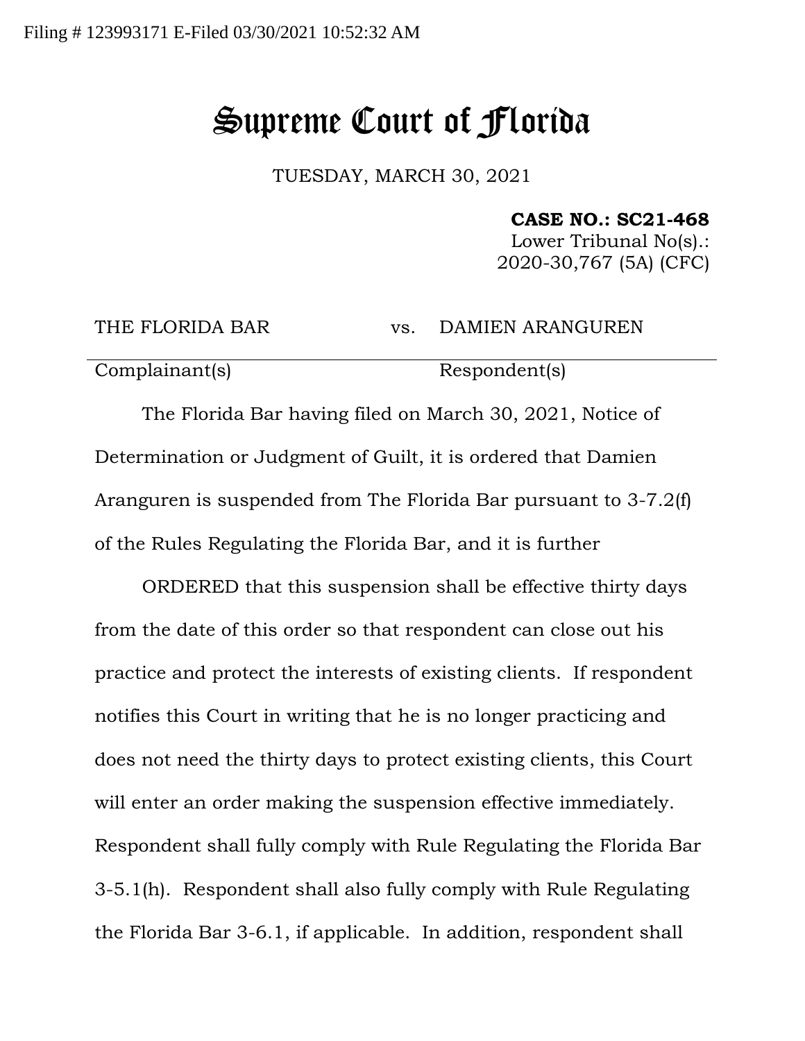Filing # 123993171 E-Filed 03/30/2021 10:52:32 AM

# Supreme Court of Florida

TUESDAY, MARCH 30, 2021

**CASE NO.: SC21-468**
Lower Tribunal No(s).:
2020-30,767 (5A) (CFC)

| THE FLORIDA BAR | vs. | DAMIEN ARANGUREN |
|---|---|---|
| Complainant(s) | | Respondent(s) |

The Florida Bar having filed on March 30, 2021, Notice of Determination or Judgment of Guilt, it is ordered that Damien Aranguren is suspended from The Florida Bar pursuant to 3-7.2(f) of the Rules Regulating the Florida Bar, and it is further

ORDERED that this suspension shall be effective thirty days from the date of this order so that respondent can close out his practice and protect the interests of existing clients. If respondent notifies this Court in writing that he is no longer practicing and does not need the thirty days to protect existing clients, this Court will enter an order making the suspension effective immediately. Respondent shall fully comply with Rule Regulating the Florida Bar 3-5.1(h). Respondent shall also fully comply with Rule Regulating the Florida Bar 3-6.1, if applicable. In addition, respondent shall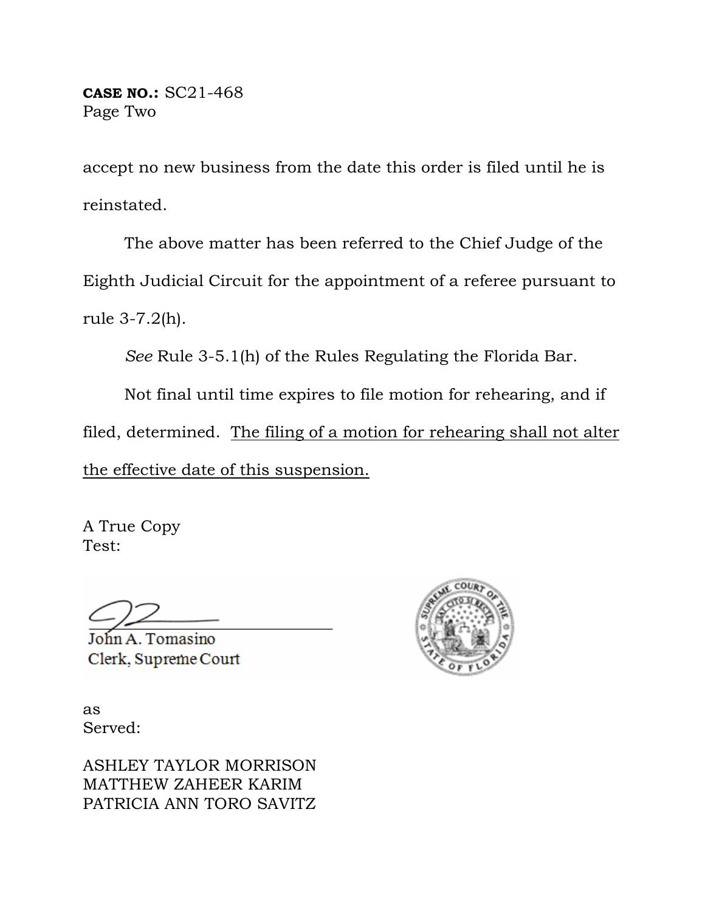**CASE NO.:** SC21-468
Page Two

accept no new business from the date this order is filed until he is reinstated.

The above matter has been referred to the Chief Judge of the Eighth Judicial Circuit for the appointment of a referee pursuant to rule 3-7.2(h).

*See* Rule 3-5.1(h) of the Rules Regulating the Florida Bar.

Not final until time expires to file motion for rehearing, and if filed, determined. <u>The filing of a motion for rehearing shall not alter the effective date of this suspension.</u>

A True Copy
Test:

John A. Tomasino
Clerk, Supreme Court

as
Served:

ASHLEY TAYLOR MORRISON
MATTHEW ZAHEER KARIM
PATRICIA ANN TORO SAVITZ